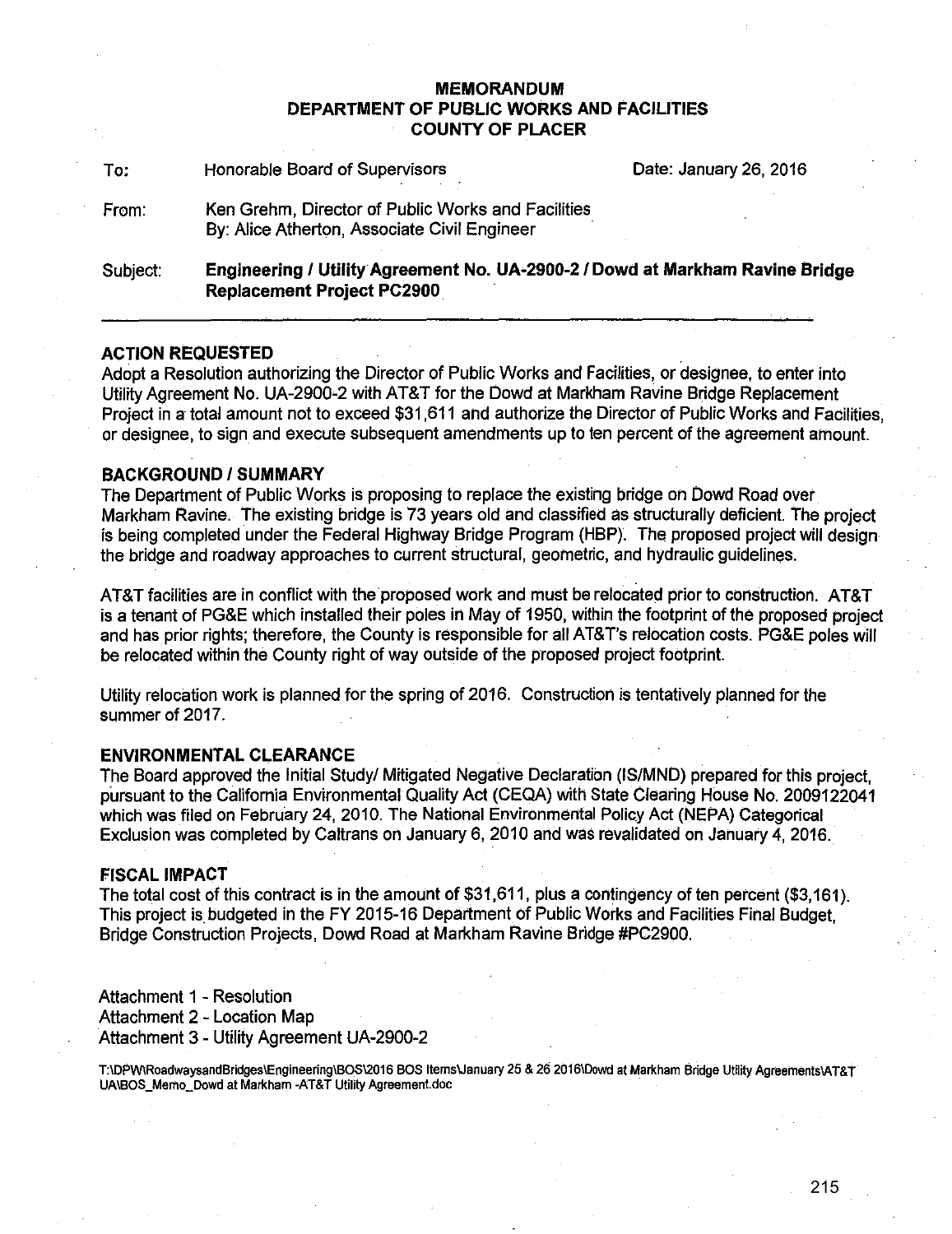# MEMORANDUM
## DEPARTMENT OF PUBLIC WORKS AND FACILITIES
## COUNTY OF PLACER

| | | |
|---|---|---|
| To: | Honorable Board of Supervisors | Date: January 26, 2016 |
| From: | Ken Grehm, Director of Public Works and Facilities<br>By: Alice Atherton, Associate Civil Engineer | |
| Subject: | **Engineering / Utility Agreement No. UA-2900-2 / Dowd at Markham Ravine Bridge Replacement Project PC2900** | |

---

### ACTION REQUESTED

Adopt a Resolution authorizing the Director of Public Works and Facilities, or designee, to enter into Utility Agreement No. UA-2900-2 with AT&T for the Dowd at Markham Ravine Bridge Replacement Project in a total amount not to exceed $31,611 and authorize the Director of Public Works and Facilities, or designee, to sign and execute subsequent amendments up to ten percent of the agreement amount.

### BACKGROUND / SUMMARY

The Department of Public Works is proposing to replace the existing bridge on Dowd Road over Markham Ravine. The existing bridge is 73 years old and classified as structurally deficient. The project is being completed under the Federal Highway Bridge Program (HBP). The proposed project will design the bridge and roadway approaches to current structural, geometric, and hydraulic guidelines.

AT&T facilities are in conflict with the proposed work and must be relocated prior to construction. AT&T is a tenant of PG&E which installed their poles in May of 1950, within the footprint of the proposed project and has prior rights; therefore, the County is responsible for all AT&T's relocation costs. PG&E poles will be relocated within the County right of way outside of the proposed project footprint.

Utility relocation work is planned for the spring of 2016. Construction is tentatively planned for the summer of 2017.

### ENVIRONMENTAL CLEARANCE

The Board approved the Initial Study/ Mitigated Negative Declaration (IS/MND) prepared for this project, pursuant to the California Environmental Quality Act (CEQA) with State Clearing House No. 2009122041 which was filed on February 24, 2010. The National Environmental Policy Act (NEPA) Categorical Exclusion was completed by Caltrans on January 6, 2010 and was revalidated on January 4, 2016.

### FISCAL IMPACT

The total cost of this contract is in the amount of $31,611, plus a contingency of ten percent ($3,161). This project is budgeted in the FY 2015-16 Department of Public Works and Facilities Final Budget, Bridge Construction Projects, Dowd Road at Markham Ravine Bridge #PC2900.

Attachment 1 - Resolution
Attachment 2 - Location Map
Attachment 3 - Utility Agreement UA-2900-2

T:\DPW\RoadwaysandBridges\Engineering\BOS\2016 BOS Items\January 25 & 26 2016\Dowd at Markham Bridge Utility Agreements\AT&T UA\BOS_Memo_Dowd at Markham -AT&T Utility Agreement.doc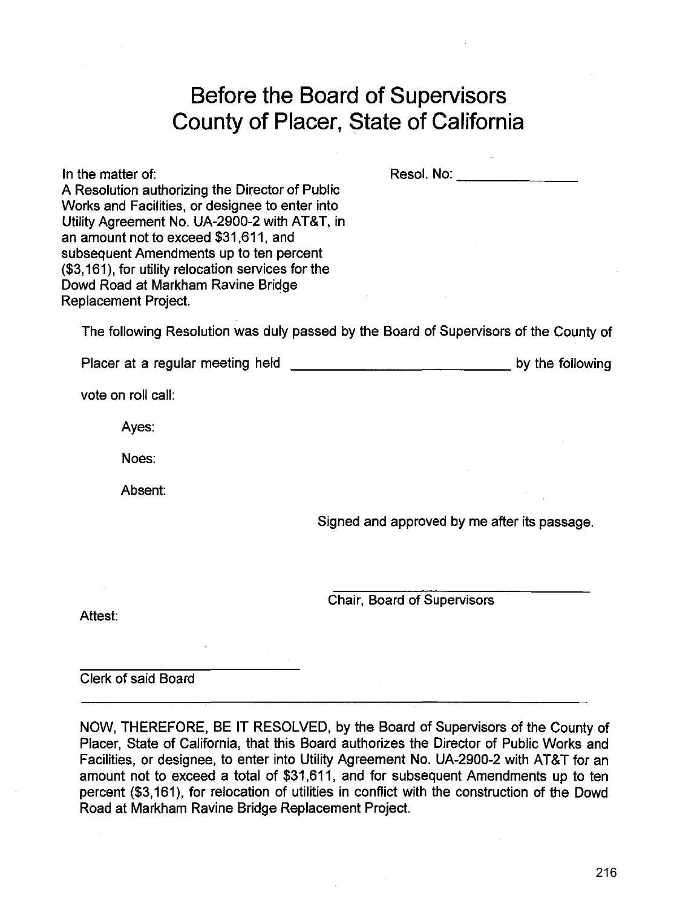# Before the Board of Supervisors
# County of Placer, State of California

In the matter of:
A Resolution authorizing the Director of Public Works and Facilities, or designee to enter into Utility Agreement No. UA-2900-2 with AT&T, in an amount not to exceed $31,611, and subsequent Amendments up to ten percent ($3,161), for utility relocation services for the Dowd Road at Markham Ravine Bridge Replacement Project.

Resol. No: _______________

The following Resolution was duly passed by the Board of Supervisors of the County of Placer at a regular meeting held ____________________________ by the following vote on roll call:

Ayes:

Noes:

Absent:

Signed and approved by me after its passage.

_________________________________
Chair, Board of Supervisors

Attest:

_________________________
Clerk of said Board

---

NOW, THEREFORE, BE IT RESOLVED, by the Board of Supervisors of the County of Placer, State of California, that this Board authorizes the Director of Public Works and Facilities, or designee, to enter into Utility Agreement No. UA-2900-2 with AT&T for an amount not to exceed a total of $31,611, and for subsequent Amendments up to ten percent ($3,161), for relocation of utilities in conflict with the construction of the Dowd Road at Markham Ravine Bridge Replacement Project.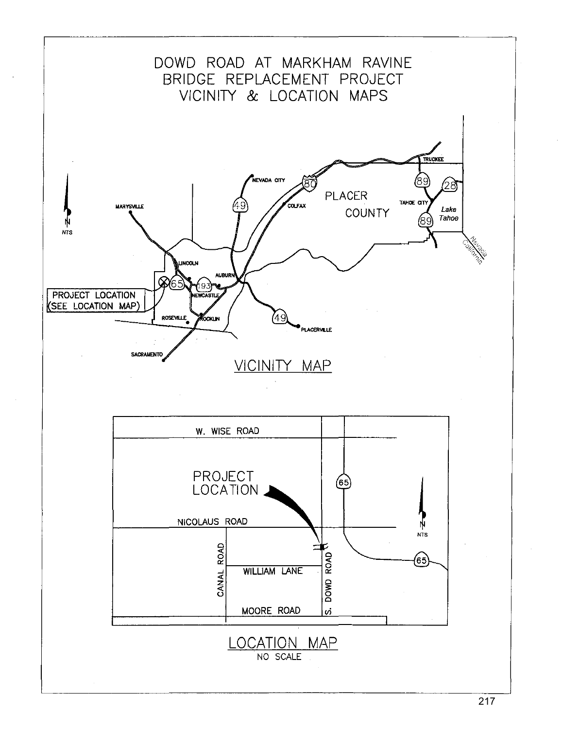# DOWD ROAD AT MARKHAM RAVINE BRIDGE REPLACEMENT PROJECT VICINITY & LOCATION MAPS

N
NTS

NEVADA CITY

80

PLACER COUNTY

TRUCKEE

89

28

TAHOE CITY

Lake Tahoe

89

49

COLFAX

MARYSVILLE

Nevada
California

LINCOLN

AUBURN

65

193

PROJECT LOCATION (SEE LOCATION MAP)

NEWCASTLE

ROSEVILLE

ROCKLIN

49

PLACERVILLE

SACRAMENTO

## VICINITY MAP

W. WISE ROAD

65

PROJECT LOCATION

NICOLAUS ROAD

N
NTS

CANAL ROAD

WILLIAM LANE

S. DOWD ROAD

65

MOORE ROAD

## LOCATION MAP

NO SCALE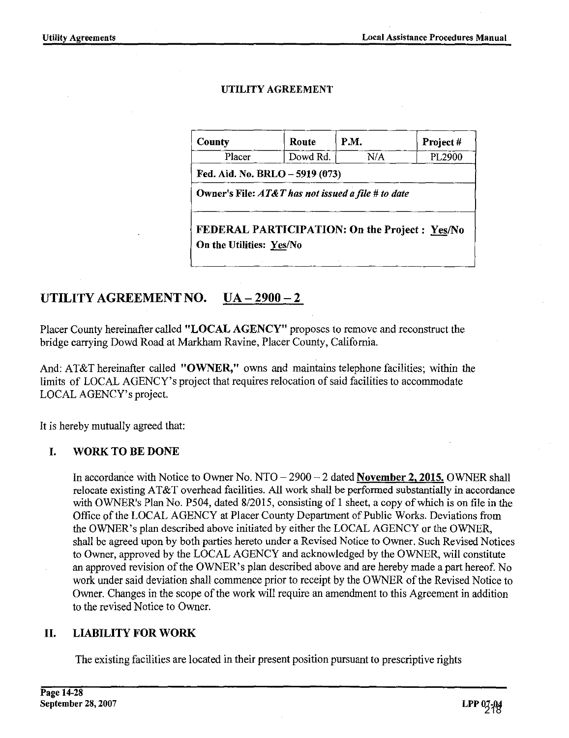## UTILITY AGREEMENT

| County | Route | P.M. | Project # |
|---|---|---|---|
| Placer | Dowd Rd. | N/A | PL2900 |
| **Fed. Aid. No. BRLO – 5919 (073)** | | | |
| **Owner's File:** ***AT&T has not issued a file # to date*** | | | |
| **FEDERAL PARTICIPATION: On the Project : Yes/No**<br>**On the Utilities: Yes/No** | | | |

# UTILITY AGREEMENT NO. UA – 2900 – 2

Placer County hereinafter called **"LOCAL AGENCY"** proposes to remove and reconstruct the bridge carrying Dowd Road at Markham Ravine, Placer County, California.

And: AT&T hereinafter called **"OWNER,"** owns and maintains telephone facilities; within the limits of LOCAL AGENCY's project that requires relocation of said facilities to accommodate LOCAL AGENCY's project.

It is hereby mutually agreed that:

## I. WORK TO BE DONE

In accordance with Notice to Owner No. NTO – 2900 – 2 dated **November 2, 2015.** OWNER shall relocate existing AT&T overhead facilities. All work shall be performed substantially in accordance with OWNER's Plan No. P504, dated 8/2015, consisting of 1 sheet, a copy of which is on file in the Office of the LOCAL AGENCY at Placer County Department of Public Works. Deviations from the OWNER's plan described above initiated by either the LOCAL AGENCY or the OWNER, shall be agreed upon by both parties hereto under a Revised Notice to Owner. Such Revised Notices to Owner, approved by the LOCAL AGENCY and acknowledged by the OWNER, will constitute an approved revision of the OWNER's plan described above and are hereby made a part hereof. No work under said deviation shall commence prior to receipt by the OWNER of the Revised Notice to Owner. Changes in the scope of the work will require an amendment to this Agreement in addition to the revised Notice to Owner.

## II. LIABILITY FOR WORK

The existing facilities are located in their present position pursuant to prescriptive rights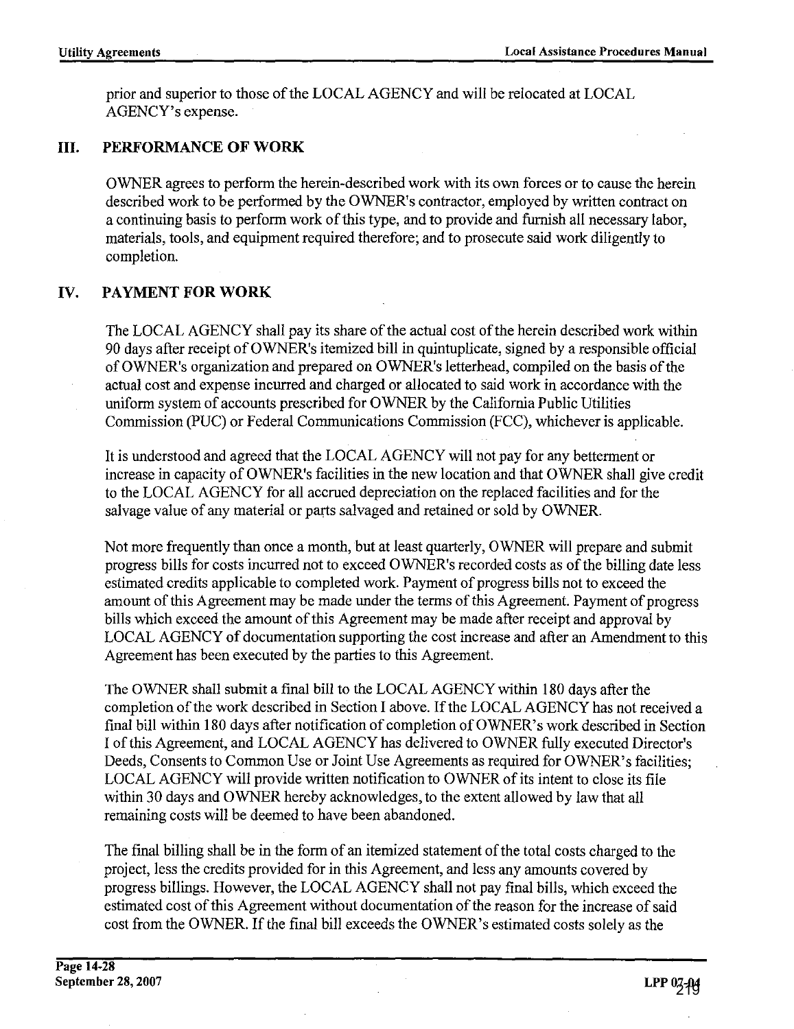prior and superior to those of the LOCAL AGENCY and will be relocated at LOCAL AGENCY's expense.

## III. PERFORMANCE OF WORK

OWNER agrees to perform the herein-described work with its own forces or to cause the herein described work to be performed by the OWNER's contractor, employed by written contract on a continuing basis to perform work of this type, and to provide and furnish all necessary labor, materials, tools, and equipment required therefore; and to prosecute said work diligently to completion.

## IV. PAYMENT FOR WORK

The LOCAL AGENCY shall pay its share of the actual cost of the herein described work within 90 days after receipt of OWNER's itemized bill in quintuplicate, signed by a responsible official of OWNER's organization and prepared on OWNER's letterhead, compiled on the basis of the actual cost and expense incurred and charged or allocated to said work in accordance with the uniform system of accounts prescribed for OWNER by the California Public Utilities Commission (PUC) or Federal Communications Commission (FCC), whichever is applicable.

It is understood and agreed that the LOCAL AGENCY will not pay for any betterment or increase in capacity of OWNER's facilities in the new location and that OWNER shall give credit to the LOCAL AGENCY for all accrued depreciation on the replaced facilities and for the salvage value of any material or parts salvaged and retained or sold by OWNER.

Not more frequently than once a month, but at least quarterly, OWNER will prepare and submit progress bills for costs incurred not to exceed OWNER's recorded costs as of the billing date less estimated credits applicable to completed work. Payment of progress bills not to exceed the amount of this Agreement may be made under the terms of this Agreement. Payment of progress bills which exceed the amount of this Agreement may be made after receipt and approval by LOCAL AGENCY of documentation supporting the cost increase and after an Amendment to this Agreement has been executed by the parties to this Agreement.

The OWNER shall submit a final bill to the LOCAL AGENCY within 180 days after the completion of the work described in Section I above. If the LOCAL AGENCY has not received a final bill within 180 days after notification of completion of OWNER's work described in Section I of this Agreement, and LOCAL AGENCY has delivered to OWNER fully executed Director's Deeds, Consents to Common Use or Joint Use Agreements as required for OWNER's facilities; LOCAL AGENCY will provide written notification to OWNER of its intent to close its file within 30 days and OWNER hereby acknowledges, to the extent allowed by law that all remaining costs will be deemed to have been abandoned.

The final billing shall be in the form of an itemized statement of the total costs charged to the project, less the credits provided for in this Agreement, and less any amounts covered by progress billings. However, the LOCAL AGENCY shall not pay final bills, which exceed the estimated cost of this Agreement without documentation of the reason for the increase of said cost from the OWNER. If the final bill exceeds the OWNER's estimated costs solely as the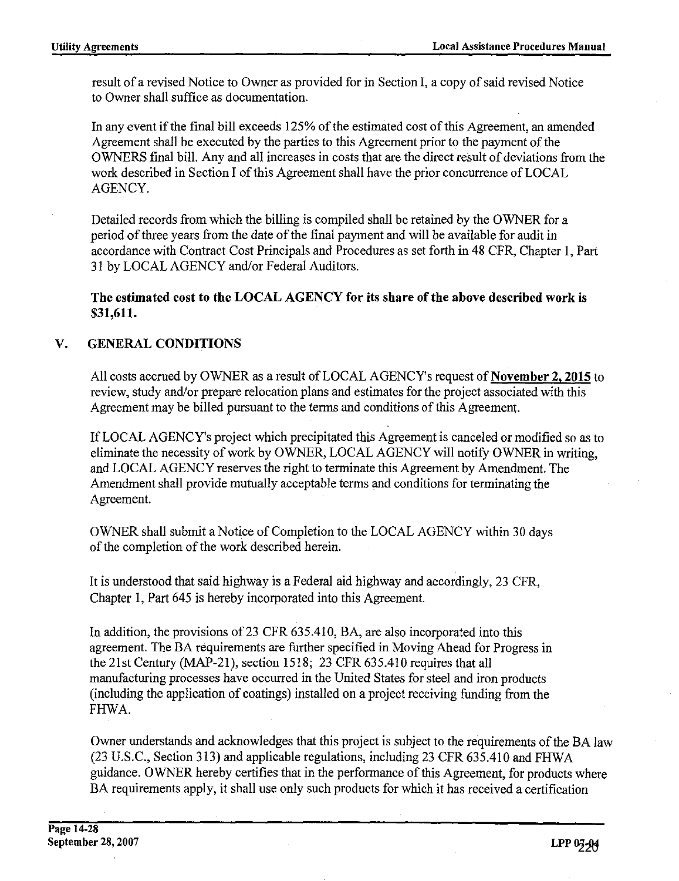result of a revised Notice to Owner as provided for in Section I, a copy of said revised Notice to Owner shall suffice as documentation.

In any event if the final bill exceeds 125% of the estimated cost of this Agreement, an amended Agreement shall be executed by the parties to this Agreement prior to the payment of the OWNERS final bill. Any and all increases in costs that are the direct result of deviations from the work described in Section I of this Agreement shall have the prior concurrence of LOCAL AGENCY.

Detailed records from which the billing is compiled shall be retained by the OWNER for a period of three years from the date of the final payment and will be available for audit in accordance with Contract Cost Principals and Procedures as set forth in 48 CFR, Chapter 1, Part 31 by LOCAL AGENCY and/or Federal Auditors.

**The estimated cost to the LOCAL AGENCY for its share of the above described work is $31,611.**

## V. GENERAL CONDITIONS

All costs accrued by OWNER as a result of LOCAL AGENCY's request of **November 2, 2015** to review, study and/or prepare relocation plans and estimates for the project associated with this Agreement may be billed pursuant to the terms and conditions of this Agreement.

If LOCAL AGENCY's project which precipitated this Agreement is canceled or modified so as to eliminate the necessity of work by OWNER, LOCAL AGENCY will notify OWNER in writing, and LOCAL AGENCY reserves the right to terminate this Agreement by Amendment. The Amendment shall provide mutually acceptable terms and conditions for terminating the Agreement.

OWNER shall submit a Notice of Completion to the LOCAL AGENCY within 30 days of the completion of the work described herein.

It is understood that said highway is a Federal aid highway and accordingly, 23 CFR, Chapter 1, Part 645 is hereby incorporated into this Agreement.

In addition, the provisions of 23 CFR 635.410, BA, are also incorporated into this agreement. The BA requirements are further specified in Moving Ahead for Progress in the 21st Century (MAP-21), section 1518; 23 CFR 635.410 requires that all manufacturing processes have occurred in the United States for steel and iron products (including the application of coatings) installed on a project receiving funding from the FHWA.

Owner understands and acknowledges that this project is subject to the requirements of the BA law (23 U.S.C., Section 313) and applicable regulations, including 23 CFR 635.410 and FHWA guidance. OWNER hereby certifies that in the performance of this Agreement, for products where BA requirements apply, it shall use only such products for which it has received a certification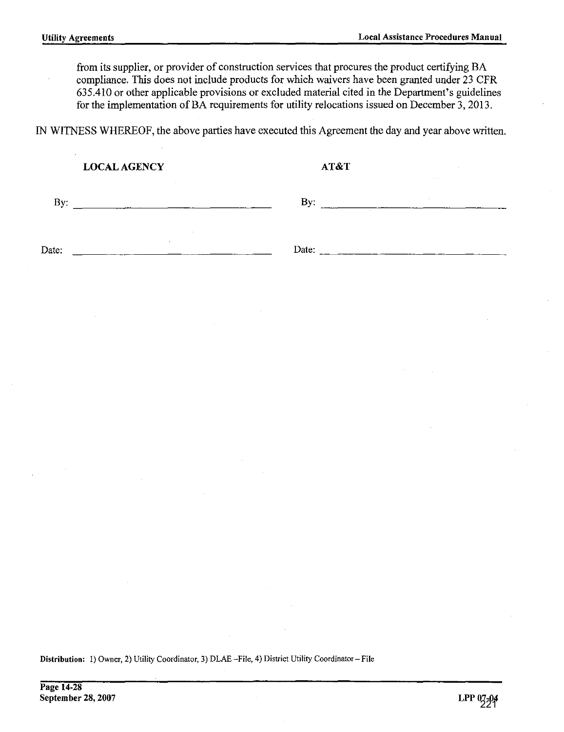from its supplier, or provider of construction services that procures the product certifying BA compliance. This does not include products for which waivers have been granted under 23 CFR 635.410 or other applicable provisions or excluded material cited in the Department's guidelines for the implementation of BA requirements for utility relocations issued on December 3, 2013.

IN WITNESS WHEREOF, the above parties have executed this Agreement the day and year above written.

| **LOCAL AGENCY** | **AT&T** |
|---|---|
| By: ______________________ | By: ______________________ |
| Date: ______________________ | Date: ______________________ |

**Distribution:** 1) Owner, 2) Utility Coordinator, 3) DLAE –File, 4) District Utility Coordinator – File